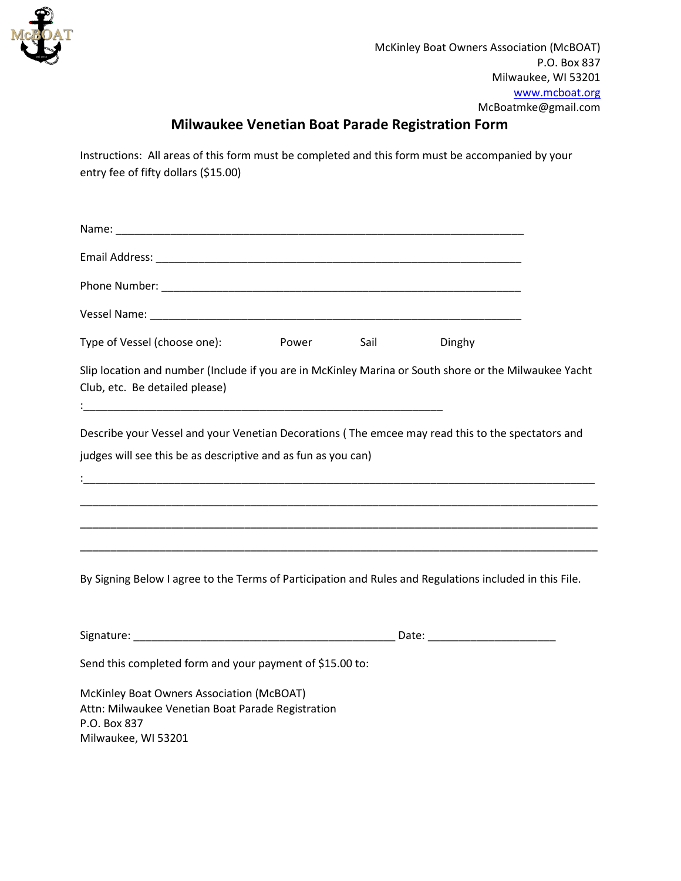McKinley Boat Owners Association (McBOAT)
P.O. Box 837
Milwaukee, WI 53201
www.mcboat.org
McBoatmke@gmail.com

# Milwaukee Venetian Boat Parade Registration Form

Instructions: All areas of this form must be completed and this form must be accompanied by your entry fee of fifty dollars ($15.00)

Name: ______________________________________________________________________

Email Address: ______________________________________________________________

Phone Number: ______________________________________________________________

Vessel Name: _______________________________________________________________

Type of Vessel (choose one): Power Sail Dinghy

Slip location and number (Include if you are in McKinley Marina or South shore or the Milwaukee Yacht Club, etc. Be detailed please)

:_____________________________________________________________

Describe your Vessel and your Venetian Decorations ( The emcee may read this to the spectators and judges will see this be as descriptive and as fun as you can)

:_____________________________________________________________________________________

______________________________________________________________________________________

______________________________________________________________________________________

______________________________________________________________________________________

By Signing Below I agree to the Terms of Participation and Rules and Regulations included in this File.

Signature: ____________________________________________ Date: _____________________

Send this completed form and your payment of $15.00 to:

McKinley Boat Owners Association (McBOAT)
Attn: Milwaukee Venetian Boat Parade Registration
P.O. Box 837
Milwaukee, WI 53201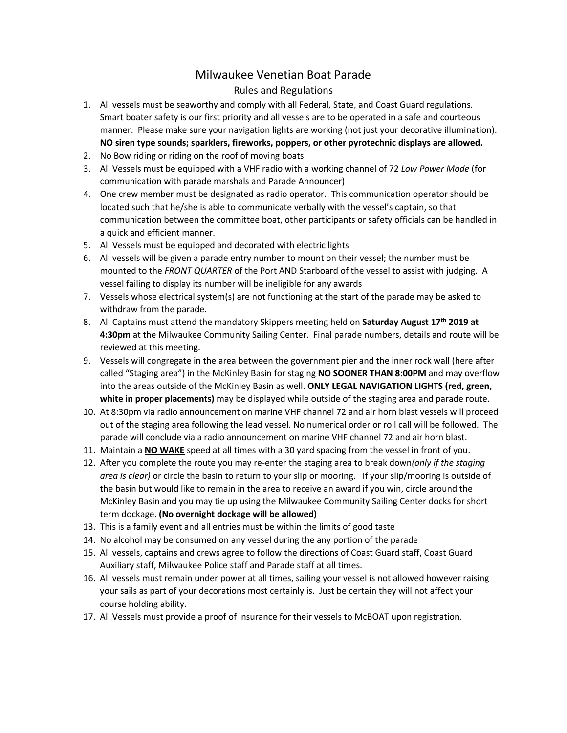# Milwaukee Venetian Boat Parade

## Rules and Regulations

1. All vessels must be seaworthy and comply with all Federal, State, and Coast Guard regulations. Smart boater safety is our first priority and all vessels are to be operated in a safe and courteous manner. Please make sure your navigation lights are working (not just your decorative illumination). **NO siren type sounds; sparklers, fireworks, poppers, or other pyrotechnic displays are allowed.**
2. No Bow riding or riding on the roof of moving boats.
3. All Vessels must be equipped with a VHF radio with a working channel of 72 *Low Power Mode* (for communication with parade marshals and Parade Announcer)
4. One crew member must be designated as radio operator. This communication operator should be located such that he/she is able to communicate verbally with the vessel's captain, so that communication between the committee boat, other participants or safety officials can be handled in a quick and efficient manner.
5. All Vessels must be equipped and decorated with electric lights
6. All vessels will be given a parade entry number to mount on their vessel; the number must be mounted to the *FRONT QUARTER* of the Port AND Starboard of the vessel to assist with judging. A vessel failing to display its number will be ineligible for any awards
7. Vessels whose electrical system(s) are not functioning at the start of the parade may be asked to withdraw from the parade.
8. All Captains must attend the mandatory Skippers meeting held on **Saturday August 17th 2019 at 4:30pm** at the Milwaukee Community Sailing Center. Final parade numbers, details and route will be reviewed at this meeting.
9. Vessels will congregate in the area between the government pier and the inner rock wall (here after called "Staging area") in the McKinley Basin for staging **NO SOONER THAN 8:00PM** and may overflow into the areas outside of the McKinley Basin as well. **ONLY LEGAL NAVIGATION LIGHTS (red, green, white in proper placements)** may be displayed while outside of the staging area and parade route.
10. At 8:30pm via radio announcement on marine VHF channel 72 and air horn blast vessels will proceed out of the staging area following the lead vessel. No numerical order or roll call will be followed. The parade will conclude via a radio announcement on marine VHF channel 72 and air horn blast.
11. Maintain a <u>**NO WAKE**</u> speed at all times with a 30 yard spacing from the vessel in front of you.
12. After you complete the route you may re-enter the staging area to break down*(only if the staging area is clear)* or circle the basin to return to your slip or mooring. If your slip/mooring is outside of the basin but would like to remain in the area to receive an award if you win, circle around the McKinley Basin and you may tie up using the Milwaukee Community Sailing Center docks for short term dockage. **(No overnight dockage will be allowed)**
13. This is a family event and all entries must be within the limits of good taste
14. No alcohol may be consumed on any vessel during the any portion of the parade
15. All vessels, captains and crews agree to follow the directions of Coast Guard staff, Coast Guard Auxiliary staff, Milwaukee Police staff and Parade staff at all times.
16. All vessels must remain under power at all times, sailing your vessel is not allowed however raising your sails as part of your decorations most certainly is. Just be certain they will not affect your course holding ability.
17. All Vessels must provide a proof of insurance for their vessels to McBOAT upon registration.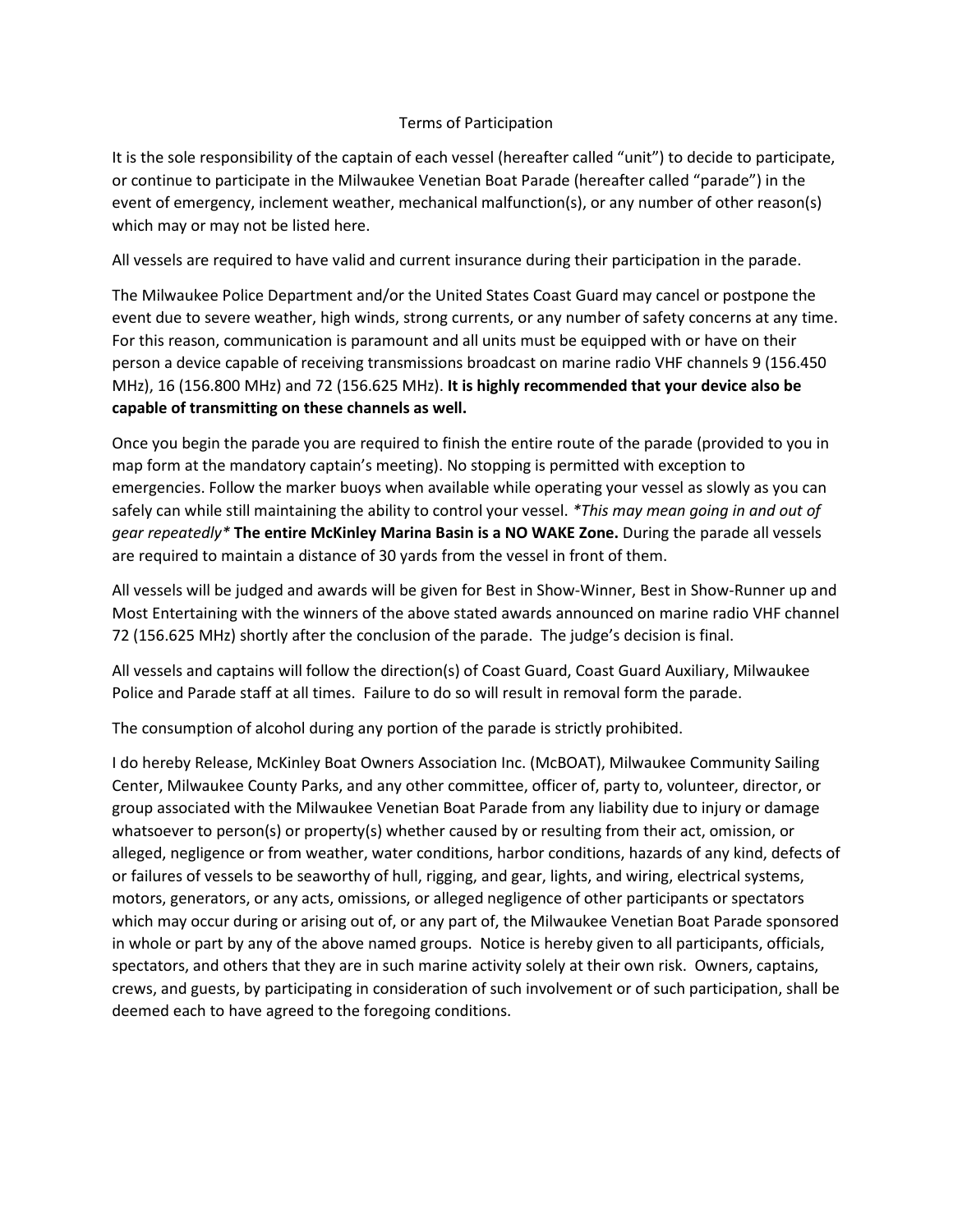# Terms of Participation

It is the sole responsibility of the captain of each vessel (hereafter called "unit") to decide to participate, or continue to participate in the Milwaukee Venetian Boat Parade (hereafter called "parade") in the event of emergency, inclement weather, mechanical malfunction(s), or any number of other reason(s) which may or may not be listed here.

All vessels are required to have valid and current insurance during their participation in the parade.

The Milwaukee Police Department and/or the United States Coast Guard may cancel or postpone the event due to severe weather, high winds, strong currents, or any number of safety concerns at any time. For this reason, communication is paramount and all units must be equipped with or have on their person a device capable of receiving transmissions broadcast on marine radio VHF channels 9 (156.450 MHz), 16 (156.800 MHz) and 72 (156.625 MHz). **It is highly recommended that your device also be capable of transmitting on these channels as well.**

Once you begin the parade you are required to finish the entire route of the parade (provided to you in map form at the mandatory captain's meeting). No stopping is permitted with exception to emergencies. Follow the marker buoys when available while operating your vessel as slowly as you can safely can while still maintaining the ability to control your vessel. *\*This may mean going in and out of gear repeatedly\** **The entire McKinley Marina Basin is a NO WAKE Zone.** During the parade all vessels are required to maintain a distance of 30 yards from the vessel in front of them.

All vessels will be judged and awards will be given for Best in Show-Winner, Best in Show-Runner up and Most Entertaining with the winners of the above stated awards announced on marine radio VHF channel 72 (156.625 MHz) shortly after the conclusion of the parade. The judge's decision is final.

All vessels and captains will follow the direction(s) of Coast Guard, Coast Guard Auxiliary, Milwaukee Police and Parade staff at all times. Failure to do so will result in removal form the parade.

The consumption of alcohol during any portion of the parade is strictly prohibited.

I do hereby Release, McKinley Boat Owners Association Inc. (McBOAT), Milwaukee Community Sailing Center, Milwaukee County Parks, and any other committee, officer of, party to, volunteer, director, or group associated with the Milwaukee Venetian Boat Parade from any liability due to injury or damage whatsoever to person(s) or property(s) whether caused by or resulting from their act, omission, or alleged, negligence or from weather, water conditions, harbor conditions, hazards of any kind, defects of or failures of vessels to be seaworthy of hull, rigging, and gear, lights, and wiring, electrical systems, motors, generators, or any acts, omissions, or alleged negligence of other participants or spectators which may occur during or arising out of, or any part of, the Milwaukee Venetian Boat Parade sponsored in whole or part by any of the above named groups. Notice is hereby given to all participants, officials, spectators, and others that they are in such marine activity solely at their own risk. Owners, captains, crews, and guests, by participating in consideration of such involvement or of such participation, shall be deemed each to have agreed to the foregoing conditions.